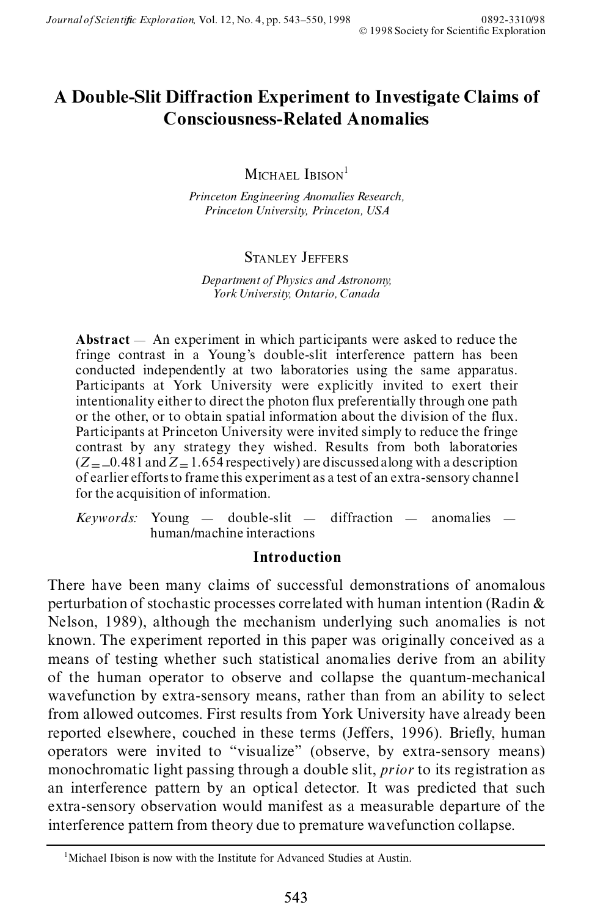# A Double-Slit Diffraction Experiment to Investigate Claims of Consciousness-Related Anomalies

MICHAEL IBISON[1]

*Princeton Engineering Anomalies Research, Princeton University, Princeton, USA*

STANLEY JEFFERS

*Department of Physics and Astronomy, York University, Ontario, Canada*

**Abstract** — An experiment in which participants were asked to reduce the fringe contrast in a Young's double-slit interference pattern has been conducted independently at two laboratories using the same apparatus. Participants at York University were explicitly invited to exert their intentionality either to direct the photon flux preferentially through one path or the other, or to obtain spatial information about the division of the flux. Participants at Princeton University were invited simply to reduce the fringe contrast by any strategy they wished. Results from both laboratories ($Z = -0.481$ and $Z = 1.654$ respectively) are discussed along with a description of earlier efforts to frame this experiment as a test of an extra-sensory channel for the acquisition of information.

*Keywords:* Young — double-slit — diffraction — anomalies — human/machine interactions

## Introduction

There have been many claims of successful demonstrations of anomalous perturbation of stochastic processes correlated with human intention (Radin & Nelson, 1989), although the mechanism underlying such anomalies is not known. The experiment reported in this paper was originally conceived as a means of testing whether such statistical anomalies derive from an ability of the human operator to observe and collapse the quantum-mechanical wavefunction by extra-sensory means, rather than from an ability to select from allowed outcomes. First results from York University have already been reported elsewhere, couched in these terms (Jeffers, 1996). Briefly, human operators were invited to "visualize" (observe, by extra-sensory means) monochromatic light passing through a double slit, *prior* to its registration as an interference pattern by an optical detector. It was predicted that such extra-sensory observation would manifest as a measurable departure of the interference pattern from theory due to premature wavefunction collapse.

[1] Michael Ibison is now with the Institute for Advanced Studies at Austin.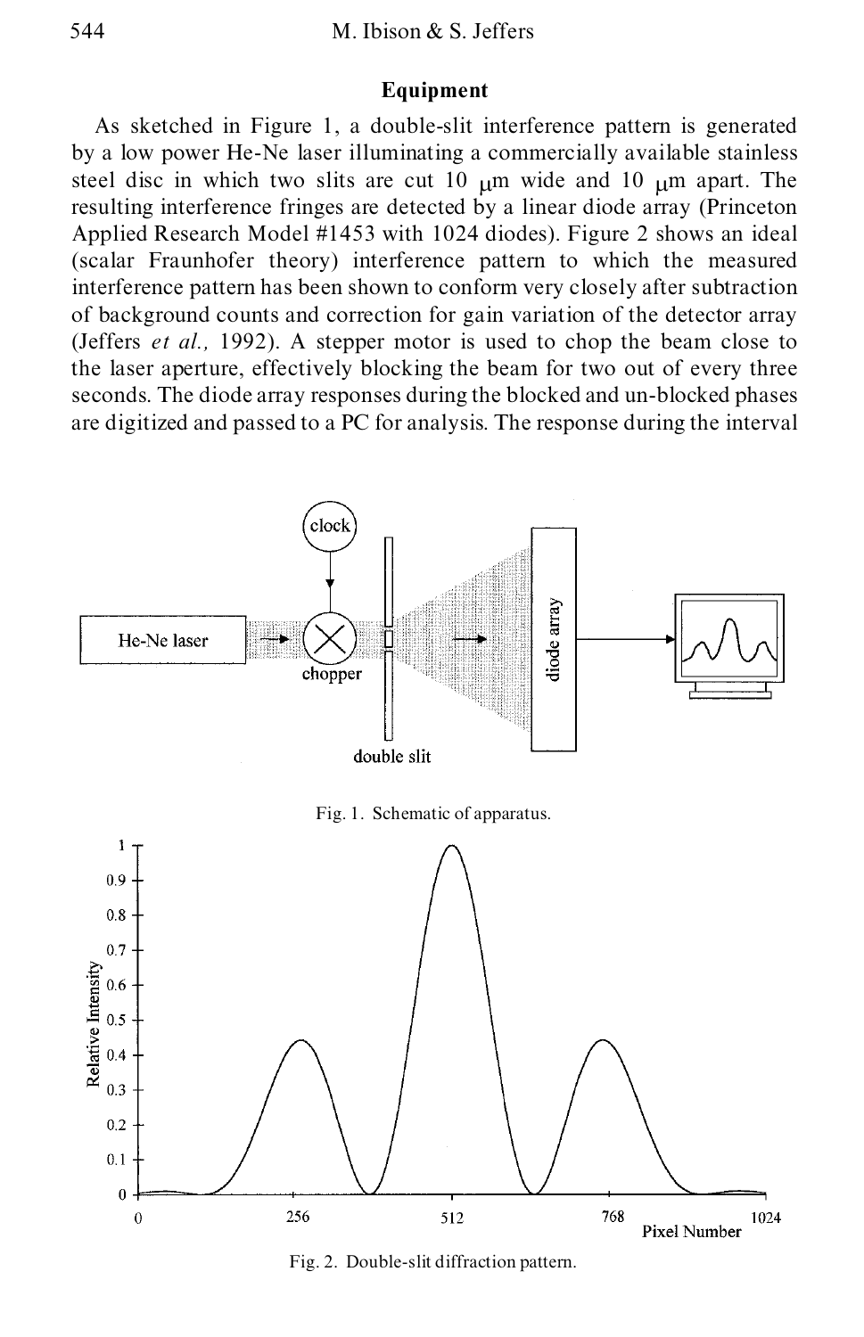## Equipment

As sketched in Figure 1, a double-slit interference pattern is generated by a low power He-Ne laser illuminating a commercially available stainless steel disc in which two slits are cut 10 μm wide and 10 μm apart. The resulting interference fringes are detected by a linear diode array (Princeton Applied Research Model #1453 with 1024 diodes). Figure 2 shows an ideal (scalar Fraunhofer theory) interference pattern to which the measured interference pattern has been shown to conform very closely after subtraction of background counts and correction for gain variation of the detector array (Jeffers *et al.,* 1992). A stepper motor is used to chop the beam close to the laser aperture, effectively blocking the beam for two out of every three seconds. The diode array responses during the blocked and un-blocked phases are digitized and passed to a PC for analysis. The response during the interval

Fig. 1. Schematic of apparatus.

Fig. 2. Double-slit diffraction pattern.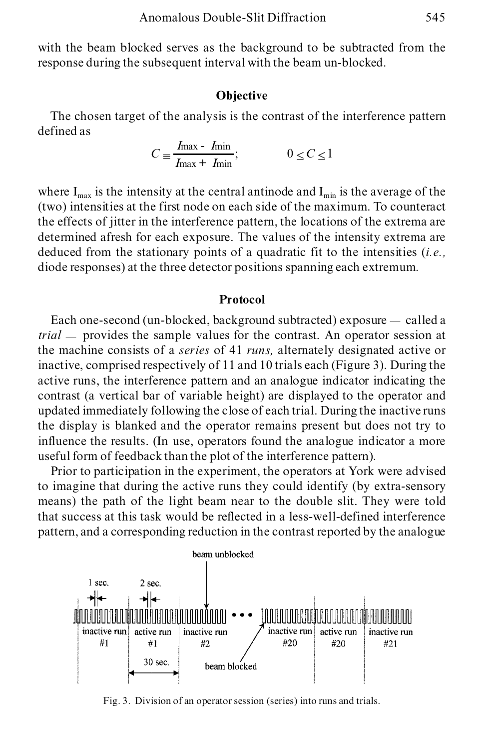with the beam blocked serves as the background to be subtracted from the response during the subsequent interval with the beam un-blocked.

## Objective

The chosen target of the analysis is the contrast of the interference pattern defined as

$$C \equiv \frac{I_{max} - I_{min}}{I_{max} + I_{min}}; \qquad 0 \leq C \leq 1$$

where $I_{max}$ is the intensity at the central antinode and $I_{min}$ is the average of the (two) intensities at the first node on each side of the maximum. To counteract the effects of jitter in the interference pattern, the locations of the extrema are determined afresh for each exposure. The values of the intensity extrema are deduced from the stationary points of a quadratic fit to the intensities (*i.e.,* diode responses) at the three detector positions spanning each extremum.

## Protocol

Each one-second (un-blocked, background subtracted) exposure — called a *trial* — provides the sample values for the contrast. An operator session at the machine consists of a *series* of 41 *runs,* alternately designated active or inactive, comprised respectively of 11 and 10 trials each (Figure 3). During the active runs, the interference pattern and an analogue indicator indicating the contrast (a vertical bar of variable height) are displayed to the operator and updated immediately following the close of each trial. During the inactive runs the display is blanked and the operator remains present but does not try to influence the results. (In use, operators found the analogue indicator a more useful form of feedback than the plot of the interference pattern).

Prior to participation in the experiment, the operators at York were advised to imagine that during the active runs they could identify (by extra-sensory means) the path of the light beam near to the double slit. They were told that success at this task would be reflected in a less-well-defined interference pattern, and a corresponding reduction in the contrast reported by the analogue

Fig. 3. Division of an operator session (series) into runs and trials.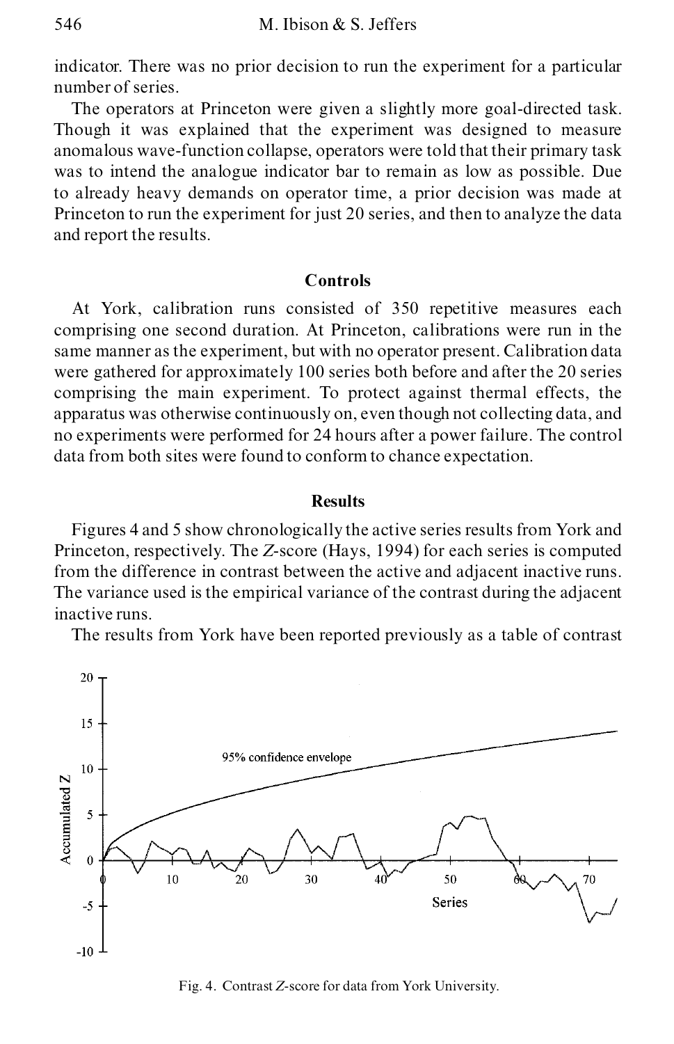indicator. There was no prior decision to run the experiment for a particular number of series.

The operators at Princeton were given a slightly more goal-directed task. Though it was explained that the experiment was designed to measure anomalous wave-function collapse, operators were told that their primary task was to intend the analogue indicator bar to remain as low as possible. Due to already heavy demands on operator time, a prior decision was made at Princeton to run the experiment for just 20 series, and then to analyze the data and report the results.

## Controls

At York, calibration runs consisted of 350 repetitive measures each comprising one second duration. At Princeton, calibrations were run in the same manner as the experiment, but with no operator present. Calibration data were gathered for approximately 100 series both before and after the 20 series comprising the main experiment. To protect against thermal effects, the apparatus was otherwise continuously on, even though not collecting data, and no experiments were performed for 24 hours after a power failure. The control data from both sites were found to conform to chance expectation.

## Results

Figures 4 and 5 show chronologically the active series results from York and Princeton, respectively. The $Z$-score (Hays, 1994) for each series is computed from the difference in contrast between the active and adjacent inactive runs. The variance used is the empirical variance of the contrast during the adjacent inactive runs.

The results from York have been reported previously as a table of contrast

Fig. 4. Contrast $Z$-score for data from York University.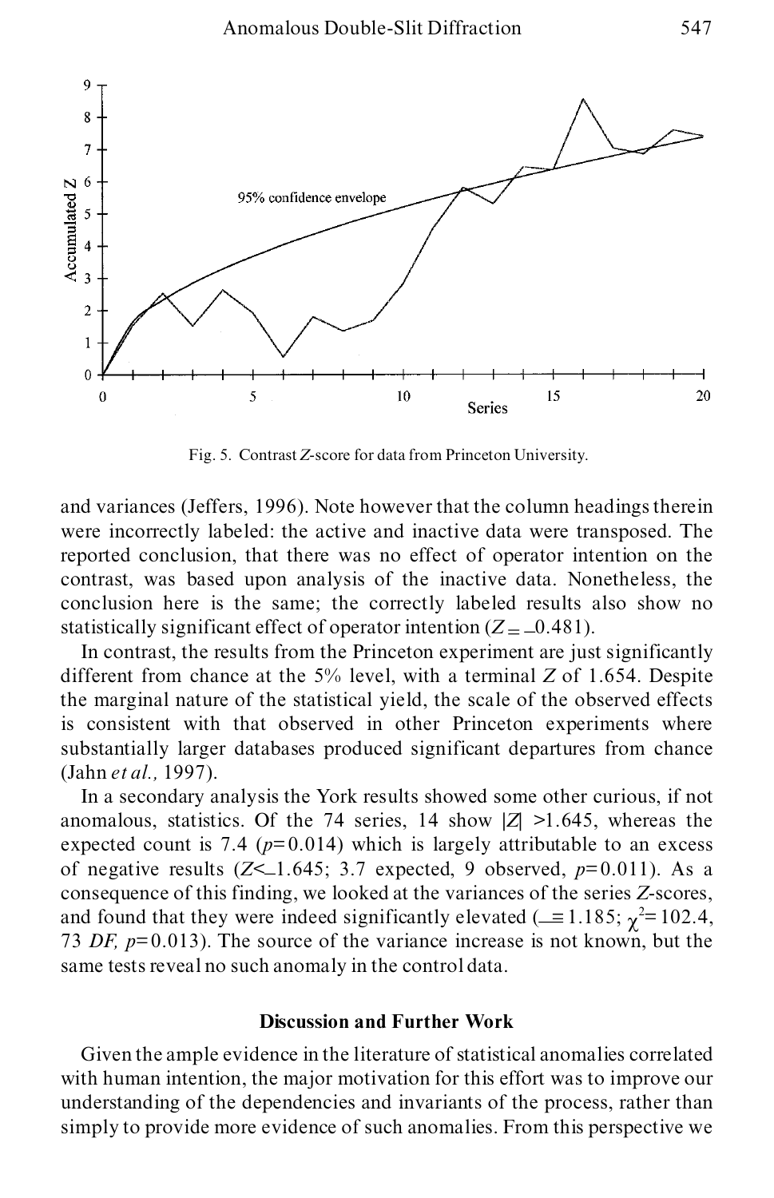Fig. 5. Contrast $Z$-score for data from Princeton University.

and variances (Jeffers, 1996). Note however that the column headings therein were incorrectly labeled: the active and inactive data were transposed. The reported conclusion, that there was no effect of operator intention on the contrast, was based upon analysis of the inactive data. Nonetheless, the conclusion here is the same; the correctly labeled results also show no statistically significant effect of operator intention ($Z = -0.481$).

In contrast, the results from the Princeton experiment are just significantly different from chance at the 5% level, with a terminal $Z$ of 1.654. Despite the marginal nature of the statistical yield, the scale of the observed effects is consistent with that observed in other Princeton experiments where substantially larger databases produced significant departures from chance (Jahn *et al.,* 1997).

In a secondary analysis the York results showed some other curious, if not anomalous, statistics. Of the 74 series, 14 show $|Z| > 1.645$, whereas the expected count is 7.4 ($p = 0.014$) which is largely attributable to an excess of negative results ($Z < -1.645$; 3.7 expected, 9 observed, $p = 0.011$). As a consequence of this finding, we looked at the variances of the series $Z$-scores, and found that they were indeed significantly elevated ($\sigma = 1.185$; $\chi^2 = 102.4$, 73 *DF,* $p = 0.013$). The source of the variance increase is not known, but the same tests reveal no such anomaly in the control data.

## Discussion and Further Work

Given the ample evidence in the literature of statistical anomalies correlated with human intention, the major motivation for this effort was to improve our understanding of the dependencies and invariants of the process, rather than simply to provide more evidence of such anomalies. From this perspective we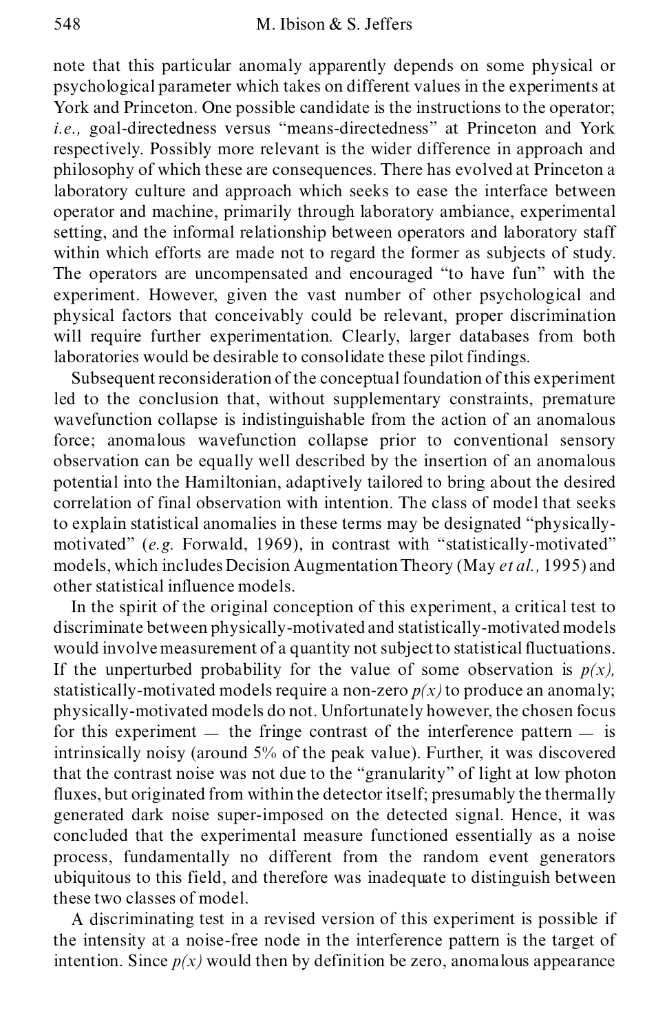note that this particular anomaly apparently depends on some physical or psychological parameter which takes on different values in the experiments at York and Princeton. One possible candidate is the instructions to the operator; *i.e.,* goal-directedness versus "means-directedness" at Princeton and York respectively. Possibly more relevant is the wider difference in approach and philosophy of which these are consequences. There has evolved at Princeton a laboratory culture and approach which seeks to ease the interface between operator and machine, primarily through laboratory ambiance, experimental setting, and the informal relationship between operators and laboratory staff within which efforts are made not to regard the former as subjects of study. The operators are uncompensated and encouraged "to have fun" with the experiment. However, given the vast number of other psychological and physical factors that conceivably could be relevant, proper discrimination will require further experimentation. Clearly, larger databases from both laboratories would be desirable to consolidate these pilot findings.

Subsequent reconsideration of the conceptual foundation of this experiment led to the conclusion that, without supplementary constraints, premature wavefunction collapse is indistinguishable from the action of an anomalous force; anomalous wavefunction collapse prior to conventional sensory observation can be equally well described by the insertion of an anomalous potential into the Hamiltonian, adaptively tailored to bring about the desired correlation of final observation with intention. The class of model that seeks to explain statistical anomalies in these terms may be designated "physically-motivated" (*e.g.* Forwald, 1969), in contrast with "statistically-motivated" models, which includes Decision Augmentation Theory (May *et al.,* 1995) and other statistical influence models.

In the spirit of the original conception of this experiment, a critical test to discriminate between physically-motivated and statistically-motivated models would involve measurement of a quantity not subject to statistical fluctuations. If the unperturbed probability for the value of some observation is $p(x)$, statistically-motivated models require a non-zero $p(x)$ to produce an anomaly; physically-motivated models do not. Unfortunately however, the chosen focus for this experiment — the fringe contrast of the interference pattern — is intrinsically noisy (around 5% of the peak value). Further, it was discovered that the contrast noise was not due to the "granularity" of light at low photon fluxes, but originated from within the detector itself; presumably the thermally generated dark noise super-imposed on the detected signal. Hence, it was concluded that the experimental measure functioned essentially as a noise process, fundamentally no different from the random event generators ubiquitous to this field, and therefore was inadequate to distinguish between these two classes of model.

A discriminating test in a revised version of this experiment is possible if the intensity at a noise-free node in the interference pattern is the target of intention. Since $p(x)$ would then by definition be zero, anomalous appearance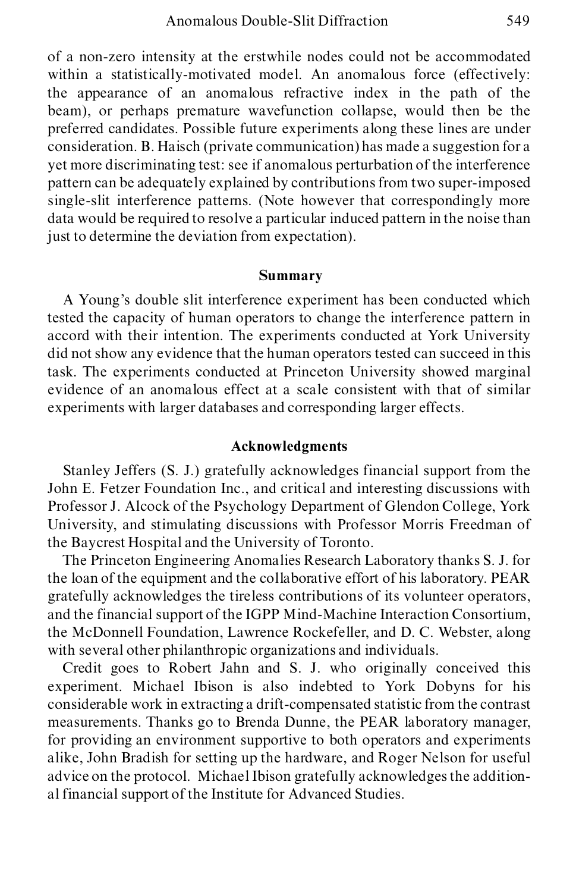of a non-zero intensity at the erstwhile nodes could not be accommodated within a statistically-motivated model. An anomalous force (effectively: the appearance of an anomalous refractive index in the path of the beam), or perhaps premature wavefunction collapse, would then be the preferred candidates. Possible future experiments along these lines are under consideration. B. Haisch (private communication) has made a suggestion for a yet more discriminating test: see if anomalous perturbation of the interference pattern can be adequately explained by contributions from two super-imposed single-slit interference patterns. (Note however that correspondingly more data would be required to resolve a particular induced pattern in the noise than just to determine the deviation from expectation).

## Summary

A Young's double slit interference experiment has been conducted which tested the capacity of human operators to change the interference pattern in accord with their intention. The experiments conducted at York University did not show any evidence that the human operators tested can succeed in this task. The experiments conducted at Princeton University showed marginal evidence of an anomalous effect at a scale consistent with that of similar experiments with larger databases and corresponding larger effects.

## Acknowledgments

Stanley Jeffers (S. J.) gratefully acknowledges financial support from the John E. Fetzer Foundation Inc., and critical and interesting discussions with Professor J. Alcock of the Psychology Department of Glendon College, York University, and stimulating discussions with Professor Morris Freedman of the Baycrest Hospital and the University of Toronto.

The Princeton Engineering Anomalies Research Laboratory thanks S. J. for the loan of the equipment and the collaborative effort of his laboratory. PEAR gratefully acknowledges the tireless contributions of its volunteer operators, and the financial support of the IGPP Mind-Machine Interaction Consortium, the McDonnell Foundation, Lawrence Rockefeller, and D. C. Webster, along with several other philanthropic organizations and individuals.

Credit goes to Robert Jahn and S. J. who originally conceived this experiment. Michael Ibison is also indebted to York Dobyns for his considerable work in extracting a drift-compensated statistic from the contrast measurements. Thanks go to Brenda Dunne, the PEAR laboratory manager, for providing an environment supportive to both operators and experiments alike, John Bradish for setting up the hardware, and Roger Nelson for useful advice on the protocol. Michael Ibison gratefully acknowledges the additional financial support of the Institute for Advanced Studies.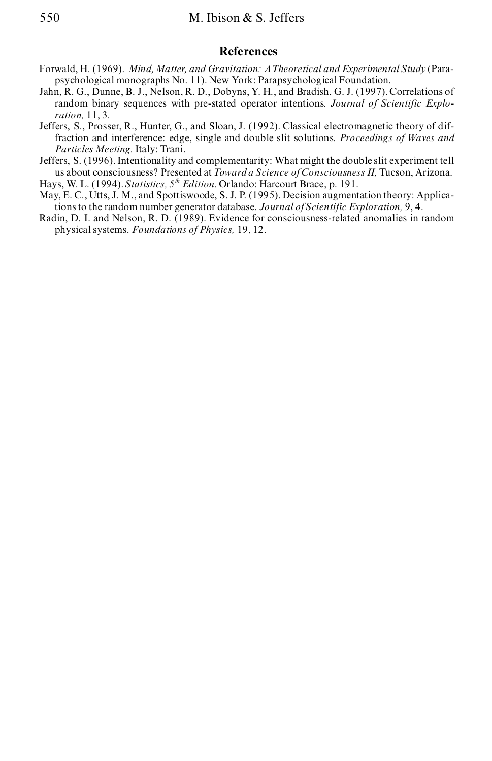## References

Forwald, H. (1969). *Mind, Matter, and Gravitation: A Theoretical and Experimental Study* (Parapsychological monographs No. 11). New York: Parapsychological Foundation.

Jahn, R. G., Dunne, B. J., Nelson, R. D., Dobyns, Y. H., and Bradish, G. J. (1997). Correlations of random binary sequences with pre-stated operator intentions. *Journal of Scientific Exploration,* 11, 3.

Jeffers, S., Prosser, R., Hunter, G., and Sloan, J. (1992). Classical electromagnetic theory of diffraction and interference: edge, single and double slit solutions. *Proceedings of Waves and Particles Meeting.* Italy: Trani.

Jeffers, S. (1996). Intentionality and complementarity: What might the double slit experiment tell us about consciousness? Presented at *Toward a Science of Consciousness II,* Tucson, Arizona.

Hays, W. L. (1994). *Statistics, 5th Edition.* Orlando: Harcourt Brace, p. 191.

May, E. C., Utts, J. M., and Spottiswoode, S. J. P. (1995). Decision augmentation theory: Applications to the random number generator database. *Journal of Scientific Exploration,* 9, 4.

Radin, D. I. and Nelson, R. D. (1989). Evidence for consciousness-related anomalies in random physical systems. *Foundations of Physics,* 19, 12.